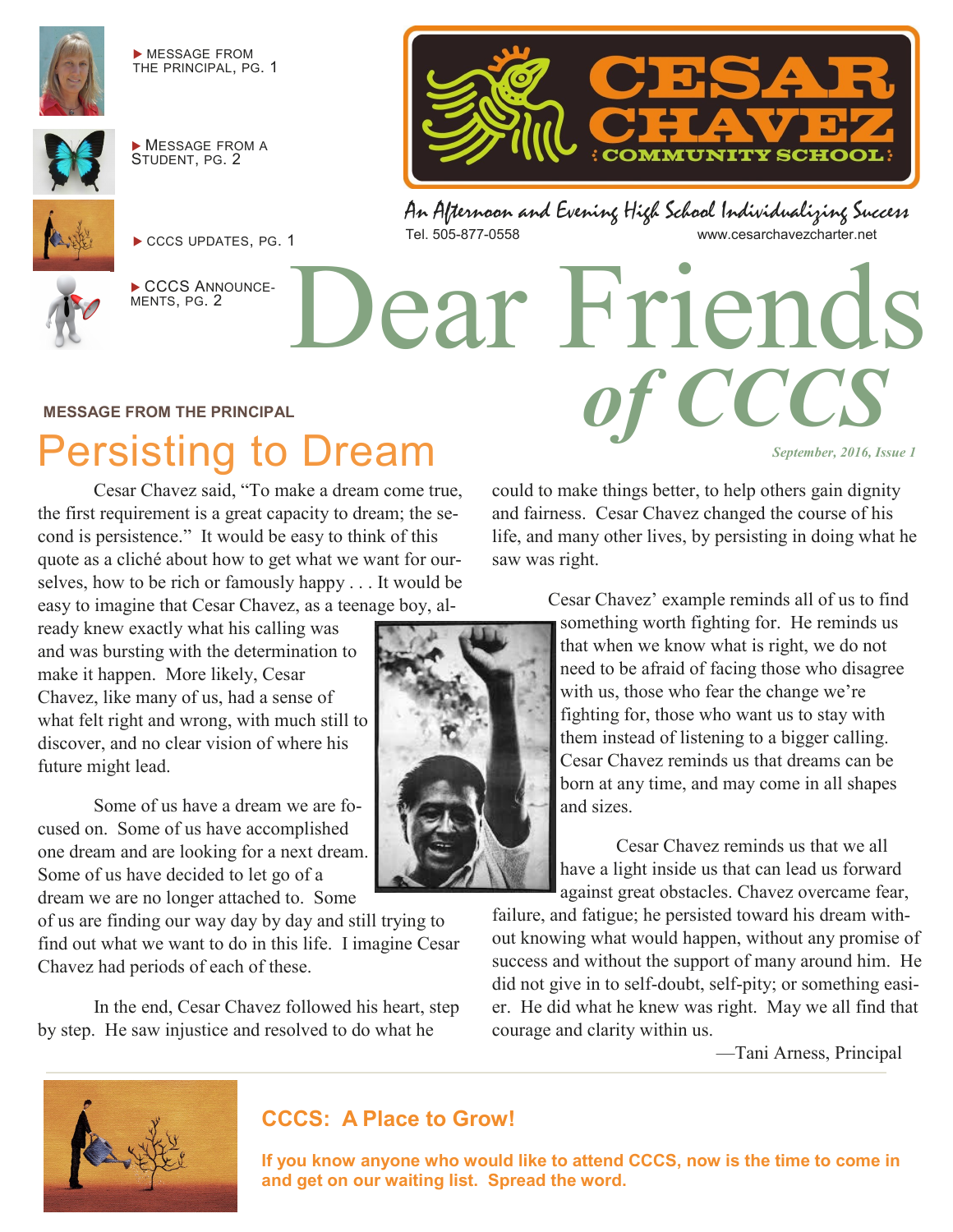▶ MESSAGE FROM THE PRINCIPAL, PG. 1

▶ MESSAGE FROM A STUDENT, PG. 2

▶ CCCS UPDATES, PG. 1

▶ CCCS ANNOUNCEMENTS, PG. 2

# CESAR CHAVEZ COMMUNITY SCHOOL

*An Afternoon and Evening High School Individualizing Success*

Tel. 505-877-0558 www.cesarchavezcharter.net

# Dear Friends *of CCCS*

*September, 2016, Issue 1*

**MESSAGE FROM THE PRINCIPAL**

## Persisting to Dream

Cesar Chavez said, "To make a dream come true, the first requirement is a great capacity to dream; the second is persistence." It would be easy to think of this quote as a cliché about how to get what we want for ourselves, how to be rich or famously happy . . . It would be easy to imagine that Cesar Chavez, as a teenage boy, already knew exactly what his calling was and was bursting with the determination to make it happen. More likely, Cesar Chavez, like many of us, had a sense of what felt right and wrong, with much still to discover, and no clear vision of where his future might lead.

Some of us have a dream we are focused on. Some of us have accomplished one dream and are looking for a next dream. Some of us have decided to let go of a dream we are no longer attached to. Some of us are finding our way day by day and still trying to find out what we want to do in this life. I imagine Cesar Chavez had periods of each of these.

In the end, Cesar Chavez followed his heart, step by step. He saw injustice and resolved to do what he could to make things better, to help others gain dignity and fairness. Cesar Chavez changed the course of his life, and many other lives, by persisting in doing what he saw was right.

Cesar Chavez' example reminds all of us to find something worth fighting for. He reminds us that when we know what is right, we do not need to be afraid of facing those who disagree with us, those who fear the change we're fighting for, those who want us to stay with them instead of listening to a bigger calling. Cesar Chavez reminds us that dreams can be born at any time, and may come in all shapes and sizes.

Cesar Chavez reminds us that we all have a light inside us that can lead us forward against great obstacles. Chavez overcame fear, failure, and fatigue; he persisted toward his dream without knowing what would happen, without any promise of success and without the support of many around him. He did not give in to self-doubt, self-pity; or something easier. He did what he knew was right. May we all find that courage and clarity within us.

—Tani Arness, Principal

### CCCS: A Place to Grow!

**If you know anyone who would like to attend CCCS, now is the time to come in and get on our waiting list. Spread the word.**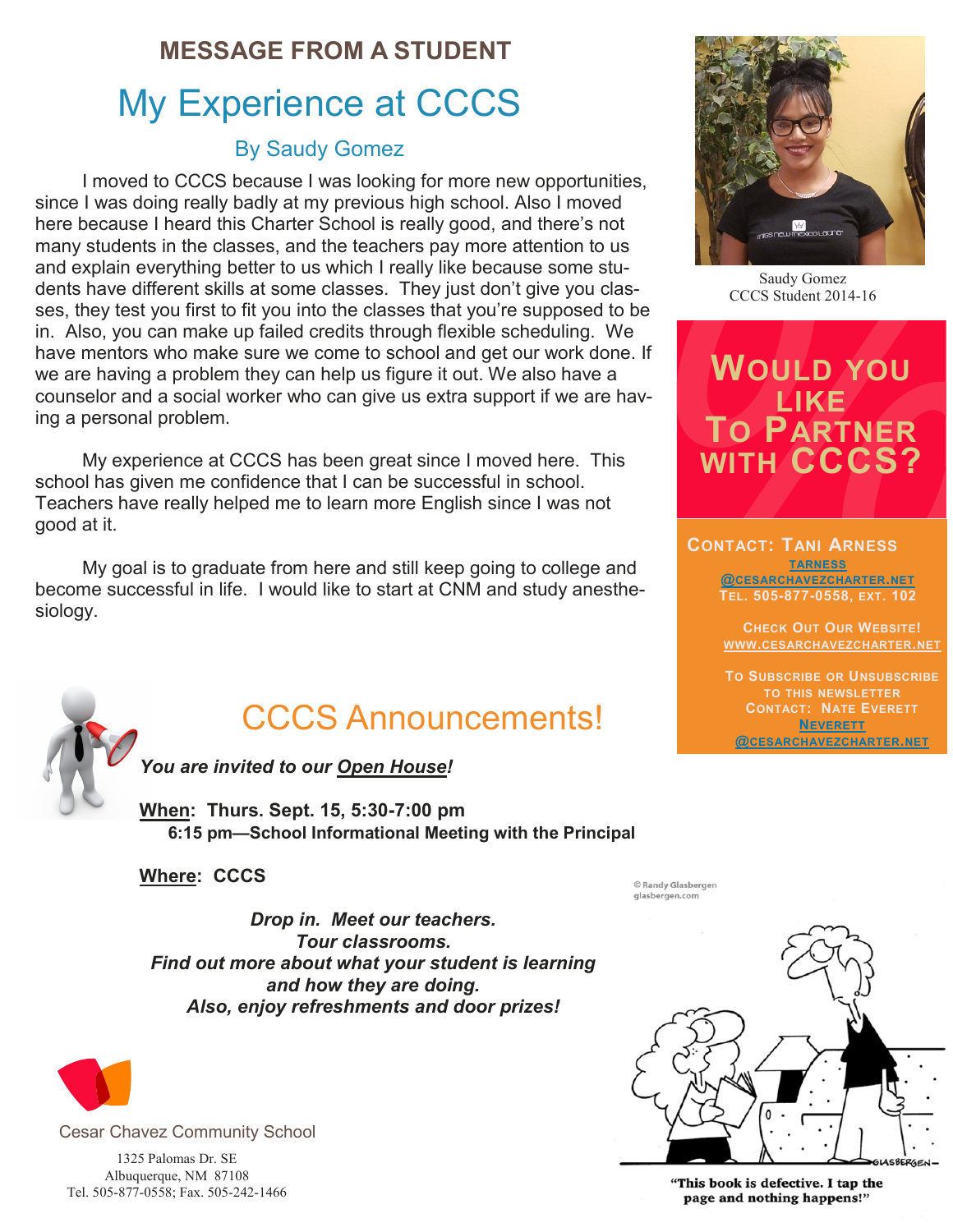## MESSAGE FROM A STUDENT

# My Experience at CCCS

### By Saudy Gomez

I moved to CCCS because I was looking for more new opportunities, since I was doing really badly at my previous high school. Also I moved here because I heard this Charter School is really good, and there's not many students in the classes, and the teachers pay more attention to us and explain everything better to us which I really like because some students have different skills at some classes. They just don't give you classes, they test you first to fit you into the classes that you're supposed to be in. Also, you can make up failed credits through flexible scheduling. We have mentors who make sure we come to school and get our work done. If we are having a problem they can help us figure it out. We also have a counselor and a social worker who can give us extra support if we are having a personal problem.

My experience at CCCS has been great since I moved here. This school has given me confidence that I can be successful in school. Teachers have really helped me to learn more English since I was not good at it.

My goal is to graduate from here and still keep going to college and become successful in life. I would like to start at CNM and study anesthesiology.

Saudy Gomez
CCCS Student 2014-16

## Would You Like To Partner with CCCS?

**Contact: Tani Arness**
tarness@cesarchavezcharter.net
Tel. 505-877-0558, ext. 102

Check Out Our Website!
www.cesarchavezcharter.net

To Subscribe or Unsubscribe to this newsletter
Contact: Nate Everett
neverett@cesarchavezcharter.net

## CCCS Announcements!

***You are invited to our Open House!***

**When: Thurs. Sept. 15, 5:30-7:00 pm**
**6:15 pm—School Informational Meeting with the Principal**

**Where: CCCS**

***Drop in. Meet our teachers.***
***Tour classrooms.***
***Find out more about what your student is learning and how they are doing.***
***Also, enjoy refreshments and door prizes!***

Cesar Chavez Community School

1325 Palomas Dr. SE
Albuquerque, NM 87108
Tel. 505-877-0558; Fax. 505-242-1466

© Randy Glasbergen
glasbergen.com

"This book is defective. I tap the page and nothing happens!"